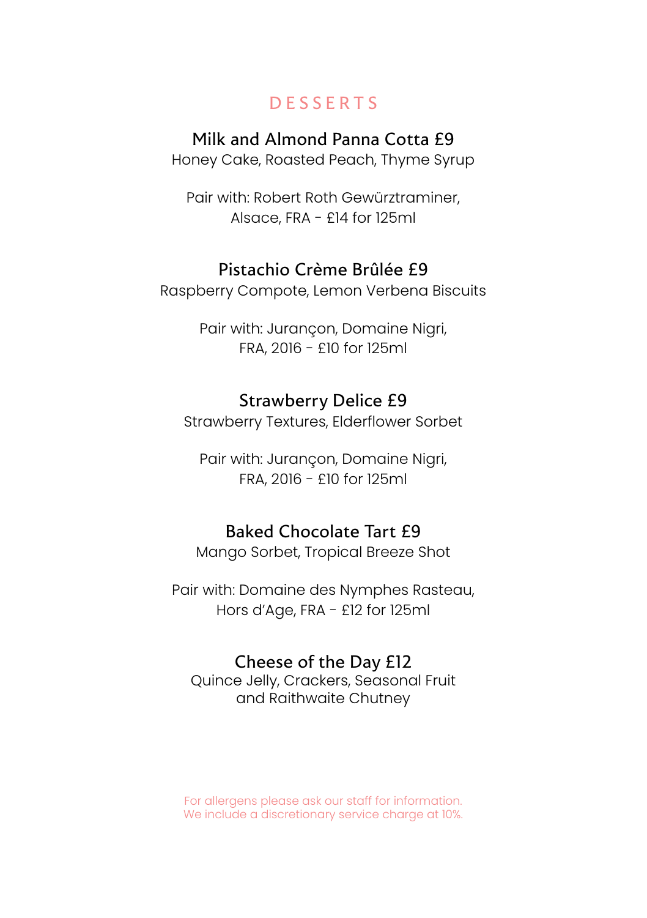# DESSERTS

### Milk and Almond Panna Cotta £9

Honey Cake, Roasted Peach, Thyme Syrup

Pair with: Robert Roth Gewürztraminer,
Alsace, FRA - £14 for 125ml

### Pistachio Crème Brûlée £9

Raspberry Compote, Lemon Verbena Biscuits

Pair with: Jurançon, Domaine Nigri,
FRA, 2016 - £10 for 125ml

### Strawberry Delice £9

Strawberry Textures, Elderflower Sorbet

Pair with: Jurançon, Domaine Nigri,
FRA, 2016 - £10 for 125ml

### Baked Chocolate Tart £9

Mango Sorbet, Tropical Breeze Shot

Pair with: Domaine des Nymphes Rasteau,
Hors d'Age, FRA - £12 for 125ml

### Cheese of the Day £12

Quince Jelly, Crackers, Seasonal Fruit
and Raithwaite Chutney

For allergens please ask our staff for information.
We include a discretionary service charge at 10%.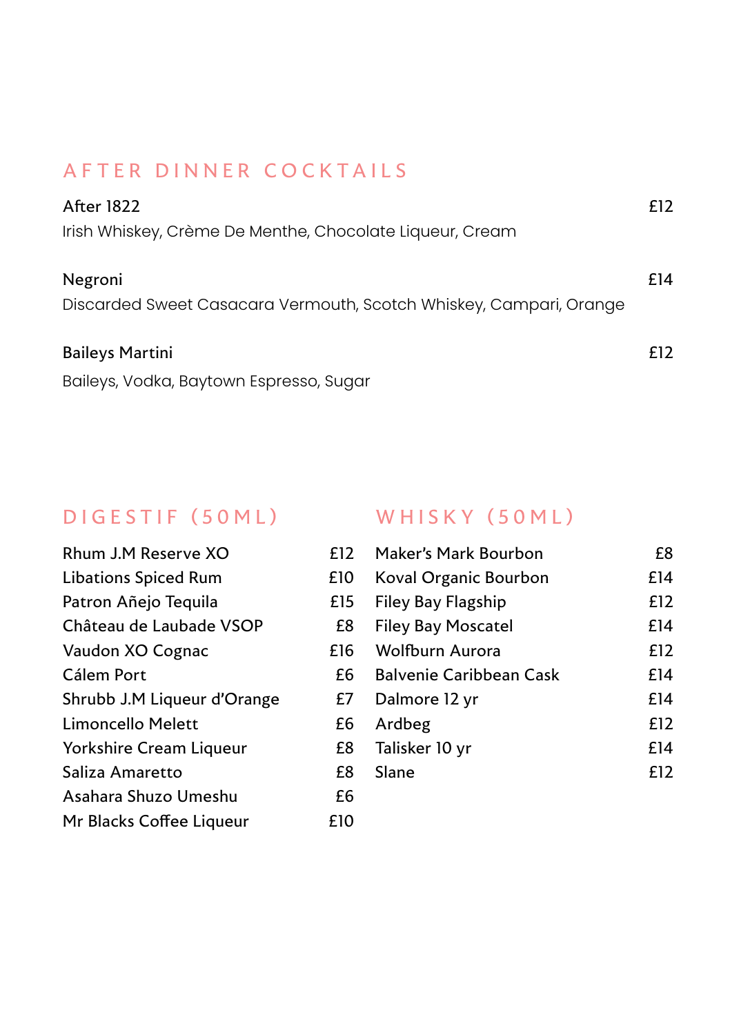## AFTER DINNER COCKTAILS

**After 1822** £12
Irish Whiskey, Crème De Menthe, Chocolate Liqueur, Cream

**Negroni** £14
Discarded Sweet Casacara Vermouth, Scotch Whiskey, Campari, Orange

**Baileys Martini** £12
Baileys, Vodka, Baytown Espresso, Sugar

## DIGESTIF (50ML)

| | |
|---|---|
| Rhum J.M Reserve XO | £12 |
| Libations Spiced Rum | £10 |
| Patron Añejo Tequila | £15 |
| Château de Laubade VSOP | £8 |
| Vaudon XO Cognac | £16 |
| Cálem Port | £6 |
| Shrubb J.M Liqueur d'Orange | £7 |
| Limoncello Melett | £6 |
| Yorkshire Cream Liqueur | £8 |
| Saliza Amaretto | £8 |
| Asahara Shuzo Umeshu | £6 |
| Mr Blacks Coffee Liqueur | £10 |

## WHISKY (50ML)

| | |
|---|---|
| Maker's Mark Bourbon | £8 |
| Koval Organic Bourbon | £14 |
| Filey Bay Flagship | £12 |
| Filey Bay Moscatel | £14 |
| Wolfburn Aurora | £12 |
| Balvenie Caribbean Cask | £14 |
| Dalmore 12 yr | £14 |
| Ardbeg | £12 |
| Talisker 10 yr | £14 |
| Slane | £12 |